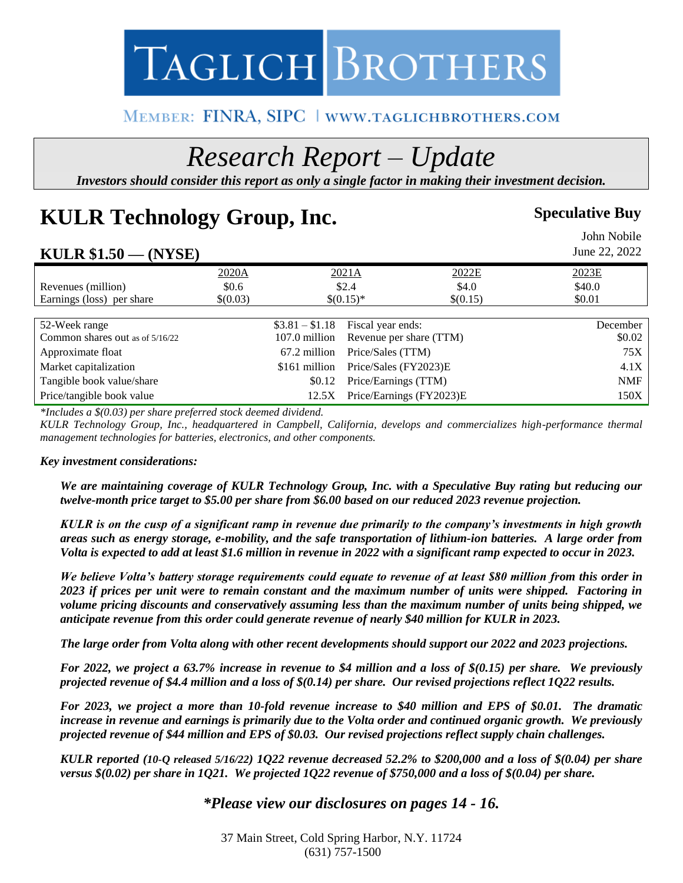# TAGLICH BROTHERS

MEMBER: FINRA, SIPC | WWW.TAGLICHBROTHERS.COM

# *Research Report – Update*

***Investors should consider this report as only a single factor in making their investment decision.***

# KULR Technology Group, Inc.

**Speculative Buy**

John Nobile

June 22, 2022

## KULR $1.50 — (NYSE)

| | 2020A | 2021A | 2022E | 2023E |
|---|---|---|---|---|
| Revenues (million) | $0.6 | $2.4 | $4.0 | $40.0 |
| Earnings (loss) per share | $(0.03) | $(0.15)* | $(0.15) | $0.01 |

| | | | |
|---|---|---|---|
| 52-Week range | $3.81 – $1.18 | Fiscal year ends: | December |
| Common shares out as of 5/16/22 | 107.0 million | Revenue per share (TTM) | $0.02 |
| Approximate float | 67.2 million | Price/Sales (TTM) | 75X |
| Market capitalization | $161 million | Price/Sales (FY2023)E | 4.1X |
| Tangible book value/share | $0.12 | Price/Earnings (TTM) | NMF |
| Price/tangible book value | 12.5X | Price/Earnings (FY2023)E | 150X |

*\*Includes a $(0.03) per share preferred stock deemed dividend.*

*KULR Technology Group, Inc., headquartered in Campbell, California, develops and commercializes high-performance thermal management technologies for batteries, electronics, and other components.*

***Key investment considerations:***

***We are maintaining coverage of KULR Technology Group, Inc. with a Speculative Buy rating but reducing our twelve-month price target to $5.00 per share from $6.00 based on our reduced 2023 revenue projection.***

***KULR is on the cusp of a significant ramp in revenue due primarily to the company's investments in high growth areas such as energy storage, e-mobility, and the safe transportation of lithium-ion batteries. A large order from Volta is expected to add at least $1.6 million in revenue in 2022 with a significant ramp expected to occur in 2023.***

***We believe Volta's battery storage requirements could equate to revenue of at least $80 million from this order in 2023 if prices per unit were to remain constant and the maximum number of units were shipped. Factoring in volume pricing discounts and conservatively assuming less than the maximum number of units being shipped, we anticipate revenue from this order could generate revenue of nearly $40 million for KULR in 2023.***

***The large order from Volta along with other recent developments should support our 2022 and 2023 projections.***

***For 2022, we project a 63.7% increase in revenue to $4 million and a loss of $(0.15) per share. We previously projected revenue of $4.4 million and a loss of $(0.14) per share. Our revised projections reflect 1Q22 results.***

***For 2023, we project a more than 10-fold revenue increase to $40 million and EPS of $0.01. The dramatic increase in revenue and earnings is primarily due to the Volta order and continued organic growth. We previously projected revenue of $44 million and EPS of $0.03. Our revised projections reflect supply chain challenges.***

***KULR reported (10-Q released 5/16/22) 1Q22 revenue decreased 52.2% to $200,000 and a loss of $(0.04) per share versus $(0.02) per share in 1Q21. We projected 1Q22 revenue of $750,000 and a loss of $(0.04) per share.***

### *\*Please view our disclosures on pages 14 - 16.*

37 Main Street, Cold Spring Harbor, N.Y. 11724
(631) 757-1500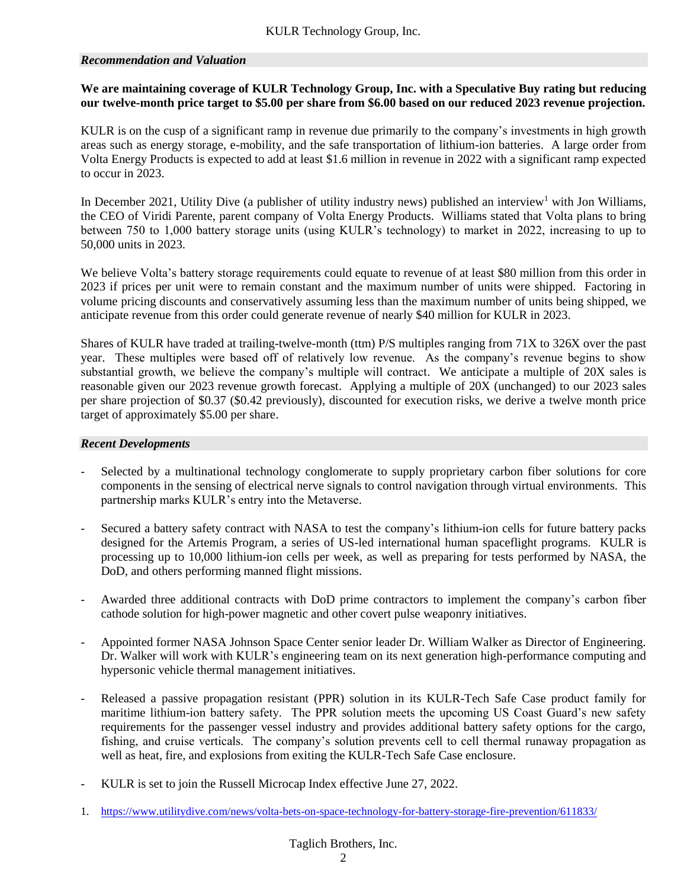## *Recommendation and Valuation*

**We are maintaining coverage of KULR Technology Group, Inc. with a Speculative Buy rating but reducing our twelve-month price target to $5.00 per share from $6.00 based on our reduced 2023 revenue projection.**

KULR is on the cusp of a significant ramp in revenue due primarily to the company's investments in high growth areas such as energy storage, e-mobility, and the safe transportation of lithium-ion batteries. A large order from Volta Energy Products is expected to add at least $1.6 million in revenue in 2022 with a significant ramp expected to occur in 2023.

In December 2021, Utility Dive (a publisher of utility industry news) published an interview[1] with Jon Williams, the CEO of Viridi Parente, parent company of Volta Energy Products. Williams stated that Volta plans to bring between 750 to 1,000 battery storage units (using KULR's technology) to market in 2022, increasing to up to 50,000 units in 2023.

We believe Volta's battery storage requirements could equate to revenue of at least $80 million from this order in 2023 if prices per unit were to remain constant and the maximum number of units were shipped. Factoring in volume pricing discounts and conservatively assuming less than the maximum number of units being shipped, we anticipate revenue from this order could generate revenue of nearly $40 million for KULR in 2023.

Shares of KULR have traded at trailing-twelve-month (ttm) P/S multiples ranging from 71X to 326X over the past year. These multiples were based off of relatively low revenue. As the company's revenue begins to show substantial growth, we believe the company's multiple will contract. We anticipate a multiple of 20X sales is reasonable given our 2023 revenue growth forecast. Applying a multiple of 20X (unchanged) to our 2023 sales per share projection of $0.37 ($0.42 previously), discounted for execution risks, we derive a twelve month price target of approximately $5.00 per share.

## *Recent Developments*

- Selected by a multinational technology conglomerate to supply proprietary carbon fiber solutions for core components in the sensing of electrical nerve signals to control navigation through virtual environments. This partnership marks KULR's entry into the Metaverse.

- Secured a battery safety contract with NASA to test the company's lithium-ion cells for future battery packs designed for the Artemis Program, a series of US-led international human spaceflight programs. KULR is processing up to 10,000 lithium-ion cells per week, as well as preparing for tests performed by NASA, the DoD, and others performing manned flight missions.

- Awarded three additional contracts with DoD prime contractors to implement the company's carbon fiber cathode solution for high-power magnetic and other covert pulse weaponry initiatives.

- Appointed former NASA Johnson Space Center senior leader Dr. William Walker as Director of Engineering. Dr. Walker will work with KULR's engineering team on its next generation high-performance computing and hypersonic vehicle thermal management initiatives.

- Released a passive propagation resistant (PPR) solution in its KULR-Tech Safe Case product family for maritime lithium-ion battery safety. The PPR solution meets the upcoming US Coast Guard's new safety requirements for the passenger vessel industry and provides additional battery safety options for the cargo, fishing, and cruise verticals. The company's solution prevents cell to cell thermal runaway propagation as well as heat, fire, and explosions from exiting the KULR-Tech Safe Case enclosure.

- KULR is set to join the Russell Microcap Index effective June 27, 2022.

1. https://www.utilitydive.com/news/volta-bets-on-space-technology-for-battery-storage-fire-prevention/611833/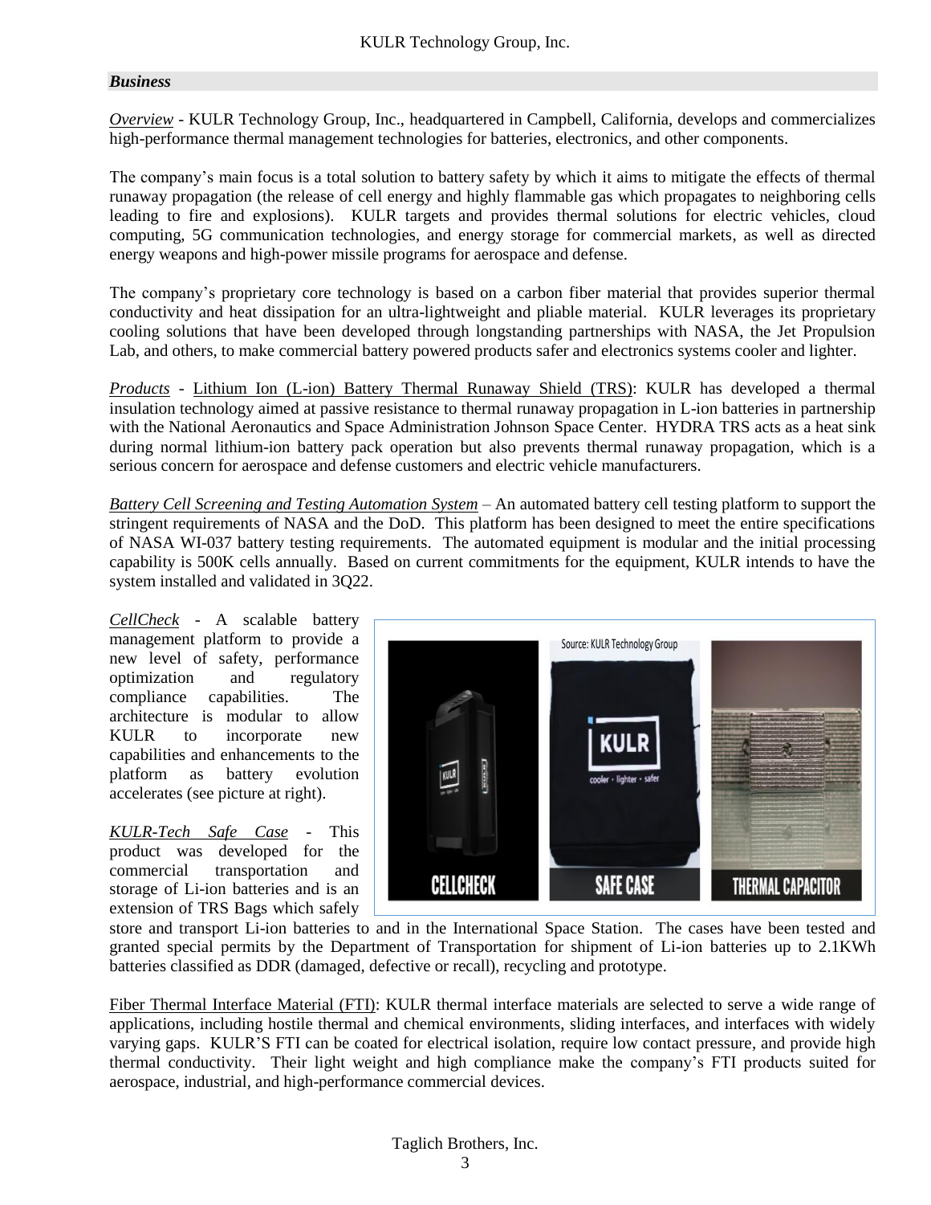***Business***

*Overview* - KULR Technology Group, Inc., headquartered in Campbell, California, develops and commercializes high-performance thermal management technologies for batteries, electronics, and other components.

The company's main focus is a total solution to battery safety by which it aims to mitigate the effects of thermal runaway propagation (the release of cell energy and highly flammable gas which propagates to neighboring cells leading to fire and explosions). KULR targets and provides thermal solutions for electric vehicles, cloud computing, 5G communication technologies, and energy storage for commercial markets, as well as directed energy weapons and high-power missile programs for aerospace and defense.

The company's proprietary core technology is based on a carbon fiber material that provides superior thermal conductivity and heat dissipation for an ultra-lightweight and pliable material. KULR leverages its proprietary cooling solutions that have been developed through longstanding partnerships with NASA, the Jet Propulsion Lab, and others, to make commercial battery powered products safer and electronics systems cooler and lighter.

*Products* - Lithium Ion (L-ion) Battery Thermal Runaway Shield (TRS): KULR has developed a thermal insulation technology aimed at passive resistance to thermal runaway propagation in L-ion batteries in partnership with the National Aeronautics and Space Administration Johnson Space Center. HYDRA TRS acts as a heat sink during normal lithium-ion battery pack operation but also prevents thermal runaway propagation, which is a serious concern for aerospace and defense customers and electric vehicle manufacturers.

*Battery Cell Screening and Testing Automation System* – An automated battery cell testing platform to support the stringent requirements of NASA and the DoD. This platform has been designed to meet the entire specifications of NASA WI-037 battery testing requirements. The automated equipment is modular and the initial processing capability is 500K cells annually. Based on current commitments for the equipment, KULR intends to have the system installed and validated in 3Q22.

*CellCheck* - A scalable battery management platform to provide a new level of safety, performance optimization and regulatory compliance capabilities. The architecture is modular to allow KULR to incorporate new capabilities and enhancements to the platform as battery evolution accelerates (see picture at right).

Source: KULR Technology Group

CELLCHECK

SAFE CASE

THERMAL CAPACITOR

*KULR-Tech Safe Case* - This product was developed for the commercial transportation and storage of Li-ion batteries and is an extension of TRS Bags which safely store and transport Li-ion batteries to and in the International Space Station. The cases have been tested and granted special permits by the Department of Transportation for shipment of Li-ion batteries up to 2.1KWh batteries classified as DDR (damaged, defective or recall), recycling and prototype.

Fiber Thermal Interface Material (FTI): KULR thermal interface materials are selected to serve a wide range of applications, including hostile thermal and chemical environments, sliding interfaces, and interfaces with widely varying gaps. KULR'S FTI can be coated for electrical isolation, require low contact pressure, and provide high thermal conductivity. Their light weight and high compliance make the company's FTI products suited for aerospace, industrial, and high-performance commercial devices.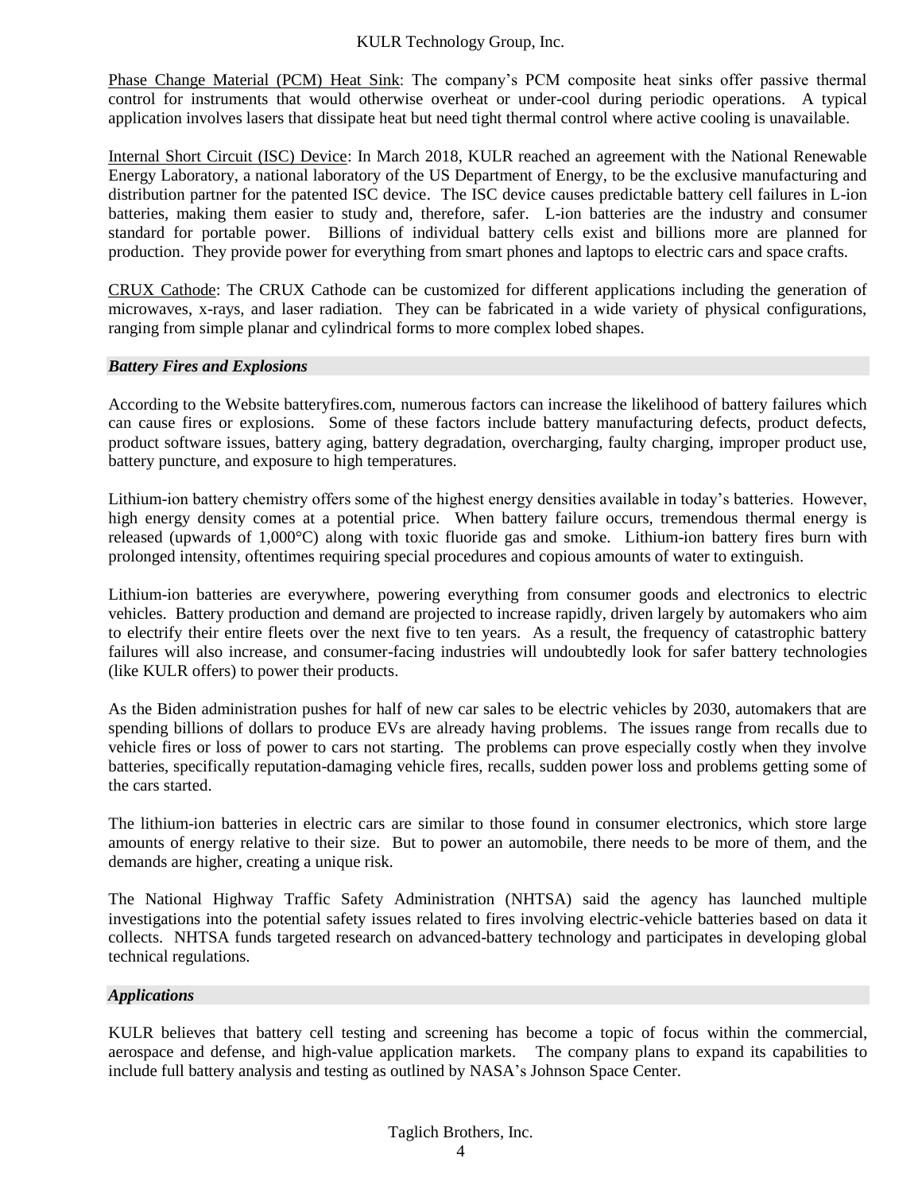Phase Change Material (PCM) Heat Sink: The company's PCM composite heat sinks offer passive thermal control for instruments that would otherwise overheat or under-cool during periodic operations. A typical application involves lasers that dissipate heat but need tight thermal control where active cooling is unavailable.

Internal Short Circuit (ISC) Device: In March 2018, KULR reached an agreement with the National Renewable Energy Laboratory, a national laboratory of the US Department of Energy, to be the exclusive manufacturing and distribution partner for the patented ISC device. The ISC device causes predictable battery cell failures in L-ion batteries, making them easier to study and, therefore, safer. L-ion batteries are the industry and consumer standard for portable power. Billions of individual battery cells exist and billions more are planned for production. They provide power for everything from smart phones and laptops to electric cars and space crafts.

CRUX Cathode: The CRUX Cathode can be customized for different applications including the generation of microwaves, x-rays, and laser radiation. They can be fabricated in a wide variety of physical configurations, ranging from simple planar and cylindrical forms to more complex lobed shapes.

### *Battery Fires and Explosions*

According to the Website batteryfires.com, numerous factors can increase the likelihood of battery failures which can cause fires or explosions. Some of these factors include battery manufacturing defects, product defects, product software issues, battery aging, battery degradation, overcharging, faulty charging, improper product use, battery puncture, and exposure to high temperatures.

Lithium-ion battery chemistry offers some of the highest energy densities available in today's batteries. However, high energy density comes at a potential price. When battery failure occurs, tremendous thermal energy is released (upwards of 1,000°C) along with toxic fluoride gas and smoke. Lithium-ion battery fires burn with prolonged intensity, oftentimes requiring special procedures and copious amounts of water to extinguish.

Lithium-ion batteries are everywhere, powering everything from consumer goods and electronics to electric vehicles. Battery production and demand are projected to increase rapidly, driven largely by automakers who aim to electrify their entire fleets over the next five to ten years. As a result, the frequency of catastrophic battery failures will also increase, and consumer-facing industries will undoubtedly look for safer battery technologies (like KULR offers) to power their products.

As the Biden administration pushes for half of new car sales to be electric vehicles by 2030, automakers that are spending billions of dollars to produce EVs are already having problems. The issues range from recalls due to vehicle fires or loss of power to cars not starting. The problems can prove especially costly when they involve batteries, specifically reputation-damaging vehicle fires, recalls, sudden power loss and problems getting some of the cars started.

The lithium-ion batteries in electric cars are similar to those found in consumer electronics, which store large amounts of energy relative to their size. But to power an automobile, there needs to be more of them, and the demands are higher, creating a unique risk.

The National Highway Traffic Safety Administration (NHTSA) said the agency has launched multiple investigations into the potential safety issues related to fires involving electric-vehicle batteries based on data it collects. NHTSA funds targeted research on advanced-battery technology and participates in developing global technical regulations.

### *Applications*

KULR believes that battery cell testing and screening has become a topic of focus within the commercial, aerospace and defense, and high-value application markets. The company plans to expand its capabilities to include full battery analysis and testing as outlined by NASA's Johnson Space Center.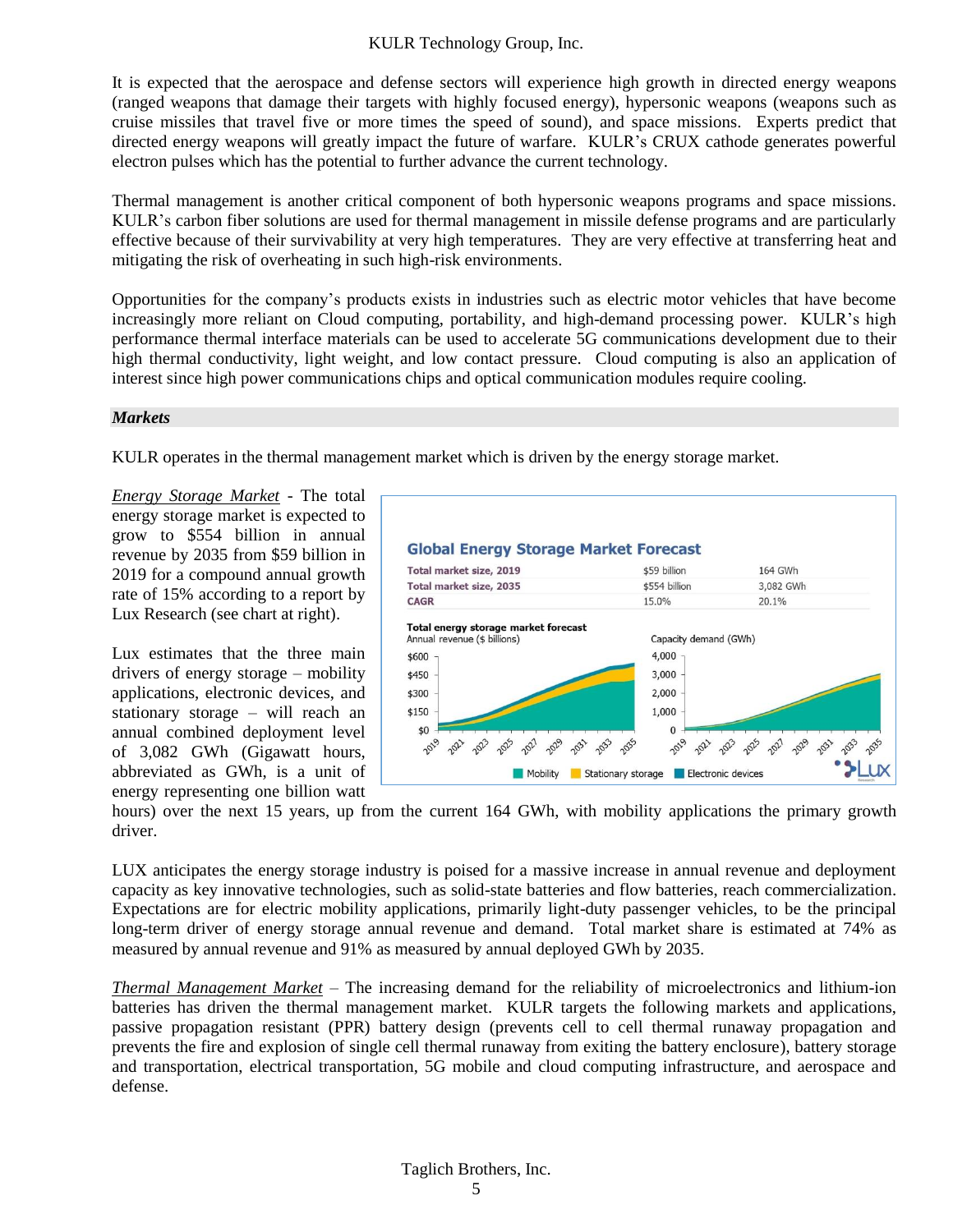It is expected that the aerospace and defense sectors will experience high growth in directed energy weapons (ranged weapons that damage their targets with highly focused energy), hypersonic weapons (weapons such as cruise missiles that travel five or more times the speed of sound), and space missions. Experts predict that directed energy weapons will greatly impact the future of warfare. KULR's CRUX cathode generates powerful electron pulses which has the potential to further advance the current technology.

Thermal management is another critical component of both hypersonic weapons programs and space missions. KULR's carbon fiber solutions are used for thermal management in missile defense programs and are particularly effective because of their survivability at very high temperatures. They are very effective at transferring heat and mitigating the risk of overheating in such high-risk environments.

Opportunities for the company's products exists in industries such as electric motor vehicles that have become increasingly more reliant on Cloud computing, portability, and high-demand processing power. KULR's high performance thermal interface materials can be used to accelerate 5G communications development due to their high thermal conductivity, light weight, and low contact pressure. Cloud computing is also an application of interest since high power communications chips and optical communication modules require cooling.

## *Markets*

KULR operates in the thermal management market which is driven by the energy storage market.

*Energy Storage Market* - The total energy storage market is expected to grow to $554 billion in annual revenue by 2035 from $59 billion in 2019 for a compound annual growth rate of 15% according to a report by Lux Research (see chart at right).

**Global Energy Storage Market Forecast**

| | | |
|---|---|---|
| Total market size, 2019 | $59 billion | 164 GWh |
| Total market size, 2035 | $554 billion | 3,082 GWh |
| CAGR | 15.0% | 20.1% |

Total energy storage market forecast
Annual revenue ($ billions)
$600
$450
$300
$150
$0
2019 2021 2023 2025 2027 2029 2031 2033 2035

Capacity demand (GWh)
4,000
3,000
2,000
1,000
0
2019 2021 2023 2025 2027 2029 2031 2033 2035

Mobility
Stationary storage
Electronic devices

Lux

Lux estimates that the three main drivers of energy storage – mobility applications, electronic devices, and stationary storage – will reach an annual combined deployment level of 3,082 GWh (Gigawatt hours, abbreviated as GWh, is a unit of energy representing one billion watt hours) over the next 15 years, up from the current 164 GWh, with mobility applications the primary growth driver.

LUX anticipates the energy storage industry is poised for a massive increase in annual revenue and deployment capacity as key innovative technologies, such as solid-state batteries and flow batteries, reach commercialization. Expectations are for electric mobility applications, primarily light-duty passenger vehicles, to be the principal long-term driver of energy storage annual revenue and demand. Total market share is estimated at 74% as measured by annual revenue and 91% as measured by annual deployed GWh by 2035.

*Thermal Management Market* – The increasing demand for the reliability of microelectronics and lithium-ion batteries has driven the thermal management market. KULR targets the following markets and applications, passive propagation resistant (PPR) battery design (prevents cell to cell thermal runaway propagation and prevents the fire and explosion of single cell thermal runaway from exiting the battery enclosure), battery storage and transportation, electrical transportation, 5G mobile and cloud computing infrastructure, and aerospace and defense.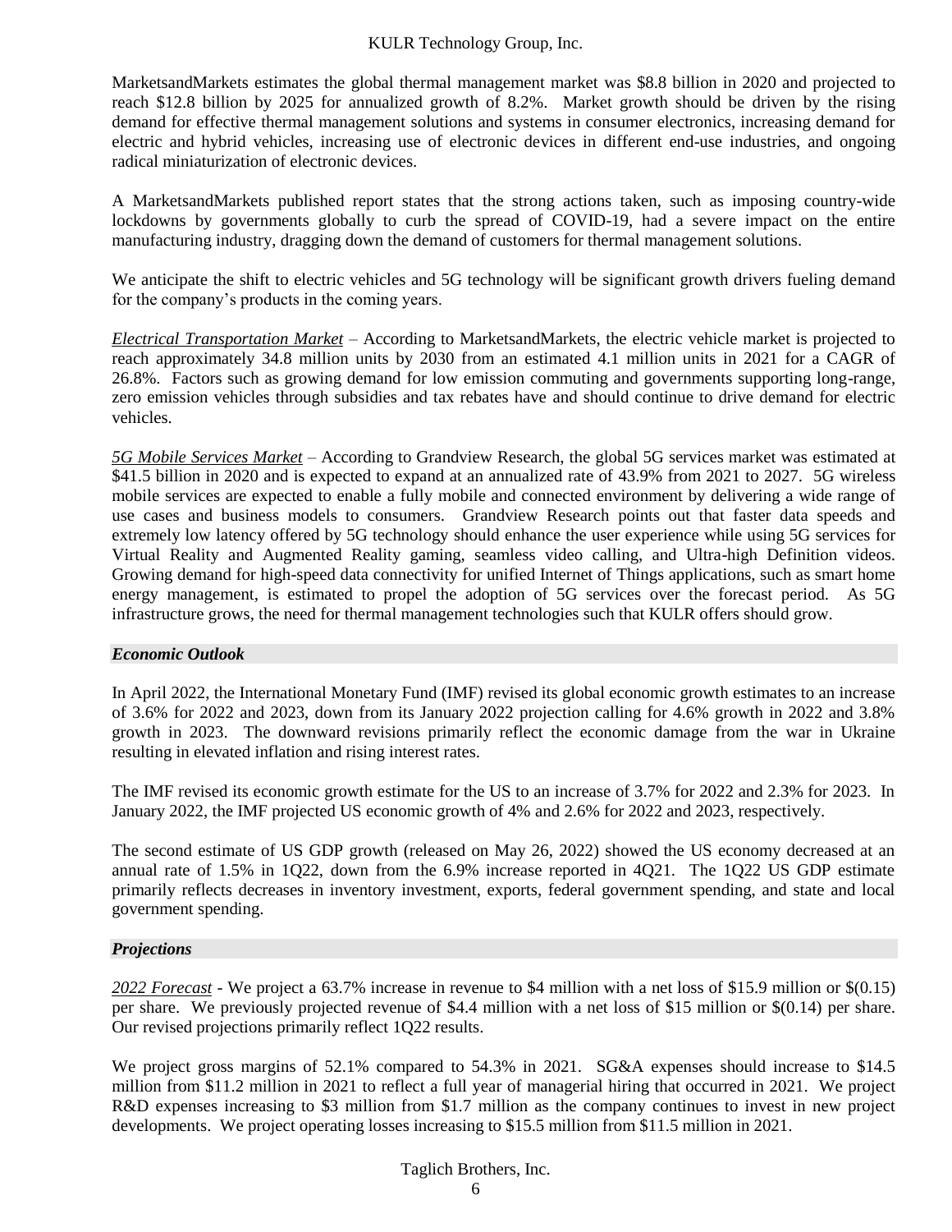MarketsandMarkets estimates the global thermal management market was $8.8 billion in 2020 and projected to reach $12.8 billion by 2025 for annualized growth of 8.2%. Market growth should be driven by the rising demand for effective thermal management solutions and systems in consumer electronics, increasing demand for electric and hybrid vehicles, increasing use of electronic devices in different end-use industries, and ongoing radical miniaturization of electronic devices.

A MarketsandMarkets published report states that the strong actions taken, such as imposing country-wide lockdowns by governments globally to curb the spread of COVID-19, had a severe impact on the entire manufacturing industry, dragging down the demand of customers for thermal management solutions.

We anticipate the shift to electric vehicles and 5G technology will be significant growth drivers fueling demand for the company's products in the coming years.

*Electrical Transportation Market* – According to MarketsandMarkets, the electric vehicle market is projected to reach approximately 34.8 million units by 2030 from an estimated 4.1 million units in 2021 for a CAGR of 26.8%. Factors such as growing demand for low emission commuting and governments supporting long-range, zero emission vehicles through subsidies and tax rebates have and should continue to drive demand for electric vehicles.

*5G Mobile Services Market* – According to Grandview Research, the global 5G services market was estimated at $41.5 billion in 2020 and is expected to expand at an annualized rate of 43.9% from 2021 to 2027. 5G wireless mobile services are expected to enable a fully mobile and connected environment by delivering a wide range of use cases and business models to consumers. Grandview Research points out that faster data speeds and extremely low latency offered by 5G technology should enhance the user experience while using 5G services for Virtual Reality and Augmented Reality gaming, seamless video calling, and Ultra-high Definition videos. Growing demand for high-speed data connectivity for unified Internet of Things applications, such as smart home energy management, is estimated to propel the adoption of 5G services over the forecast period. As 5G infrastructure grows, the need for thermal management technologies such that KULR offers should grow.

### *Economic Outlook*

In April 2022, the International Monetary Fund (IMF) revised its global economic growth estimates to an increase of 3.6% for 2022 and 2023, down from its January 2022 projection calling for 4.6% growth in 2022 and 3.8% growth in 2023. The downward revisions primarily reflect the economic damage from the war in Ukraine resulting in elevated inflation and rising interest rates.

The IMF revised its economic growth estimate for the US to an increase of 3.7% for 2022 and 2.3% for 2023. In January 2022, the IMF projected US economic growth of 4% and 2.6% for 2022 and 2023, respectively.

The second estimate of US GDP growth (released on May 26, 2022) showed the US economy decreased at an annual rate of 1.5% in 1Q22, down from the 6.9% increase reported in 4Q21. The 1Q22 US GDP estimate primarily reflects decreases in inventory investment, exports, federal government spending, and state and local government spending.

### *Projections*

*2022 Forecast* - We project a 63.7% increase in revenue to $4 million with a net loss of $15.9 million or $(0.15) per share. We previously projected revenue of $4.4 million with a net loss of $15 million or $(0.14) per share. Our revised projections primarily reflect 1Q22 results.

We project gross margins of 52.1% compared to 54.3% in 2021. SG&A expenses should increase to $14.5 million from $11.2 million in 2021 to reflect a full year of managerial hiring that occurred in 2021. We project R&D expenses increasing to $3 million from $1.7 million as the company continues to invest in new project developments. We project operating losses increasing to $15.5 million from $11.5 million in 2021.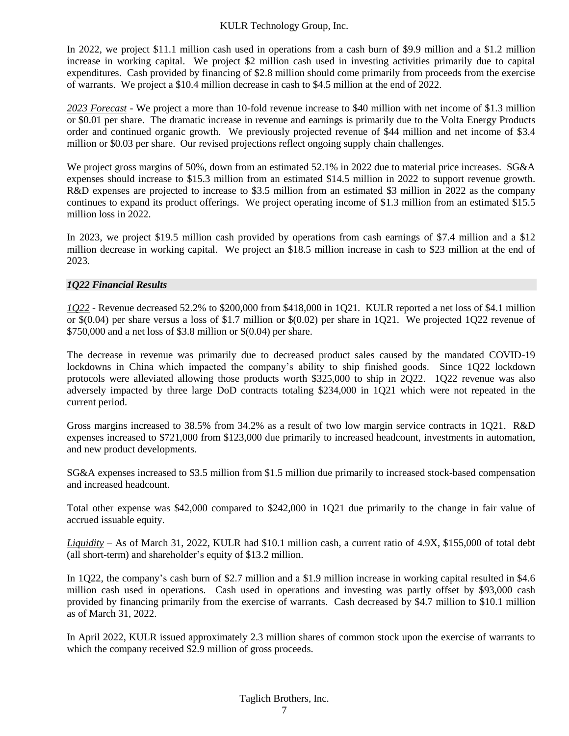In 2022, we project $11.1 million cash used in operations from a cash burn of $9.9 million and a $1.2 million increase in working capital. We project $2 million cash used in investing activities primarily due to capital expenditures. Cash provided by financing of $2.8 million should come primarily from proceeds from the exercise of warrants. We project a $10.4 million decrease in cash to $4.5 million at the end of 2022.

*2023 Forecast* - We project a more than 10-fold revenue increase to $40 million with net income of $1.3 million or $0.01 per share. The dramatic increase in revenue and earnings is primarily due to the Volta Energy Products order and continued organic growth. We previously projected revenue of $44 million and net income of $3.4 million or $0.03 per share. Our revised projections reflect ongoing supply chain challenges.

We project gross margins of 50%, down from an estimated 52.1% in 2022 due to material price increases. SG&A expenses should increase to $15.3 million from an estimated $14.5 million in 2022 to support revenue growth. R&D expenses are projected to increase to $3.5 million from an estimated $3 million in 2022 as the company continues to expand its product offerings. We project operating income of $1.3 million from an estimated $15.5 million loss in 2022.

In 2023, we project $19.5 million cash provided by operations from cash earnings of $7.4 million and a $12 million decrease in working capital. We project an $18.5 million increase in cash to $23 million at the end of 2023.

### *1Q22 Financial Results*

*1Q22* - Revenue decreased 52.2% to $200,000 from $418,000 in 1Q21. KULR reported a net loss of $4.1 million or $(0.04) per share versus a loss of $1.7 million or $(0.02) per share in 1Q21. We projected 1Q22 revenue of $750,000 and a net loss of $3.8 million or $(0.04) per share.

The decrease in revenue was primarily due to decreased product sales caused by the mandated COVID-19 lockdowns in China which impacted the company's ability to ship finished goods. Since 1Q22 lockdown protocols were alleviated allowing those products worth $325,000 to ship in 2Q22. 1Q22 revenue was also adversely impacted by three large DoD contracts totaling $234,000 in 1Q21 which were not repeated in the current period.

Gross margins increased to 38.5% from 34.2% as a result of two low margin service contracts in 1Q21. R&D expenses increased to $721,000 from $123,000 due primarily to increased headcount, investments in automation, and new product developments.

SG&A expenses increased to $3.5 million from $1.5 million due primarily to increased stock-based compensation and increased headcount.

Total other expense was $42,000 compared to $242,000 in 1Q21 due primarily to the change in fair value of accrued issuable equity.

*Liquidity* – As of March 31, 2022, KULR had $10.1 million cash, a current ratio of 4.9X, $155,000 of total debt (all short-term) and shareholder's equity of $13.2 million.

In 1Q22, the company's cash burn of $2.7 million and a $1.9 million increase in working capital resulted in $4.6 million cash used in operations. Cash used in operations and investing was partly offset by $93,000 cash provided by financing primarily from the exercise of warrants. Cash decreased by $4.7 million to $10.1 million as of March 31, 2022.

In April 2022, KULR issued approximately 2.3 million shares of common stock upon the exercise of warrants to which the company received $2.9 million of gross proceeds.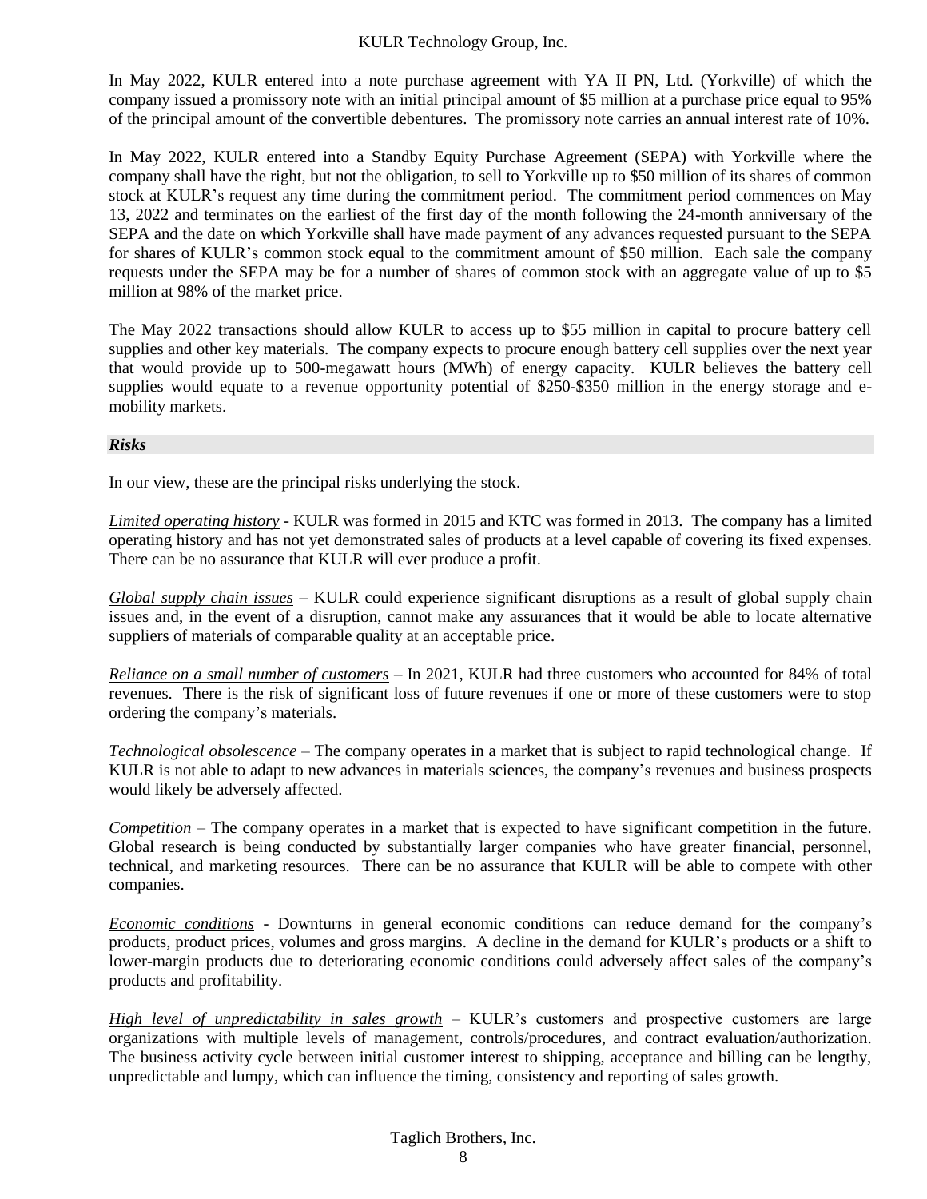In May 2022, KULR entered into a note purchase agreement with YA II PN, Ltd. (Yorkville) of which the company issued a promissory note with an initial principal amount of $5 million at a purchase price equal to 95% of the principal amount of the convertible debentures. The promissory note carries an annual interest rate of 10%.

In May 2022, KULR entered into a Standby Equity Purchase Agreement (SEPA) with Yorkville where the company shall have the right, but not the obligation, to sell to Yorkville up to $50 million of its shares of common stock at KULR's request any time during the commitment period. The commitment period commences on May 13, 2022 and terminates on the earliest of the first day of the month following the 24-month anniversary of the SEPA and the date on which Yorkville shall have made payment of any advances requested pursuant to the SEPA for shares of KULR's common stock equal to the commitment amount of $50 million. Each sale the company requests under the SEPA may be for a number of shares of common stock with an aggregate value of up to $5 million at 98% of the market price.

The May 2022 transactions should allow KULR to access up to $55 million in capital to procure battery cell supplies and other key materials. The company expects to procure enough battery cell supplies over the next year that would provide up to 500-megawatt hours (MWh) of energy capacity. KULR believes the battery cell supplies would equate to a revenue opportunity potential of $250-$350 million in the energy storage and e-mobility markets.

### *Risks*

In our view, these are the principal risks underlying the stock.

*Limited operating history* - KULR was formed in 2015 and KTC was formed in 2013. The company has a limited operating history and has not yet demonstrated sales of products at a level capable of covering its fixed expenses. There can be no assurance that KULR will ever produce a profit.

*Global supply chain issues* – KULR could experience significant disruptions as a result of global supply chain issues and, in the event of a disruption, cannot make any assurances that it would be able to locate alternative suppliers of materials of comparable quality at an acceptable price.

*Reliance on a small number of customers* – In 2021, KULR had three customers who accounted for 84% of total revenues. There is the risk of significant loss of future revenues if one or more of these customers were to stop ordering the company's materials.

*Technological obsolescence* – The company operates in a market that is subject to rapid technological change. If KULR is not able to adapt to new advances in materials sciences, the company's revenues and business prospects would likely be adversely affected.

*Competition* – The company operates in a market that is expected to have significant competition in the future. Global research is being conducted by substantially larger companies who have greater financial, personnel, technical, and marketing resources. There can be no assurance that KULR will be able to compete with other companies.

*Economic conditions* - Downturns in general economic conditions can reduce demand for the company's products, product prices, volumes and gross margins. A decline in the demand for KULR's products or a shift to lower-margin products due to deteriorating economic conditions could adversely affect sales of the company's products and profitability.

*High level of unpredictability in sales growth* – KULR's customers and prospective customers are large organizations with multiple levels of management, controls/procedures, and contract evaluation/authorization. The business activity cycle between initial customer interest to shipping, acceptance and billing can be lengthy, unpredictable and lumpy, which can influence the timing, consistency and reporting of sales growth.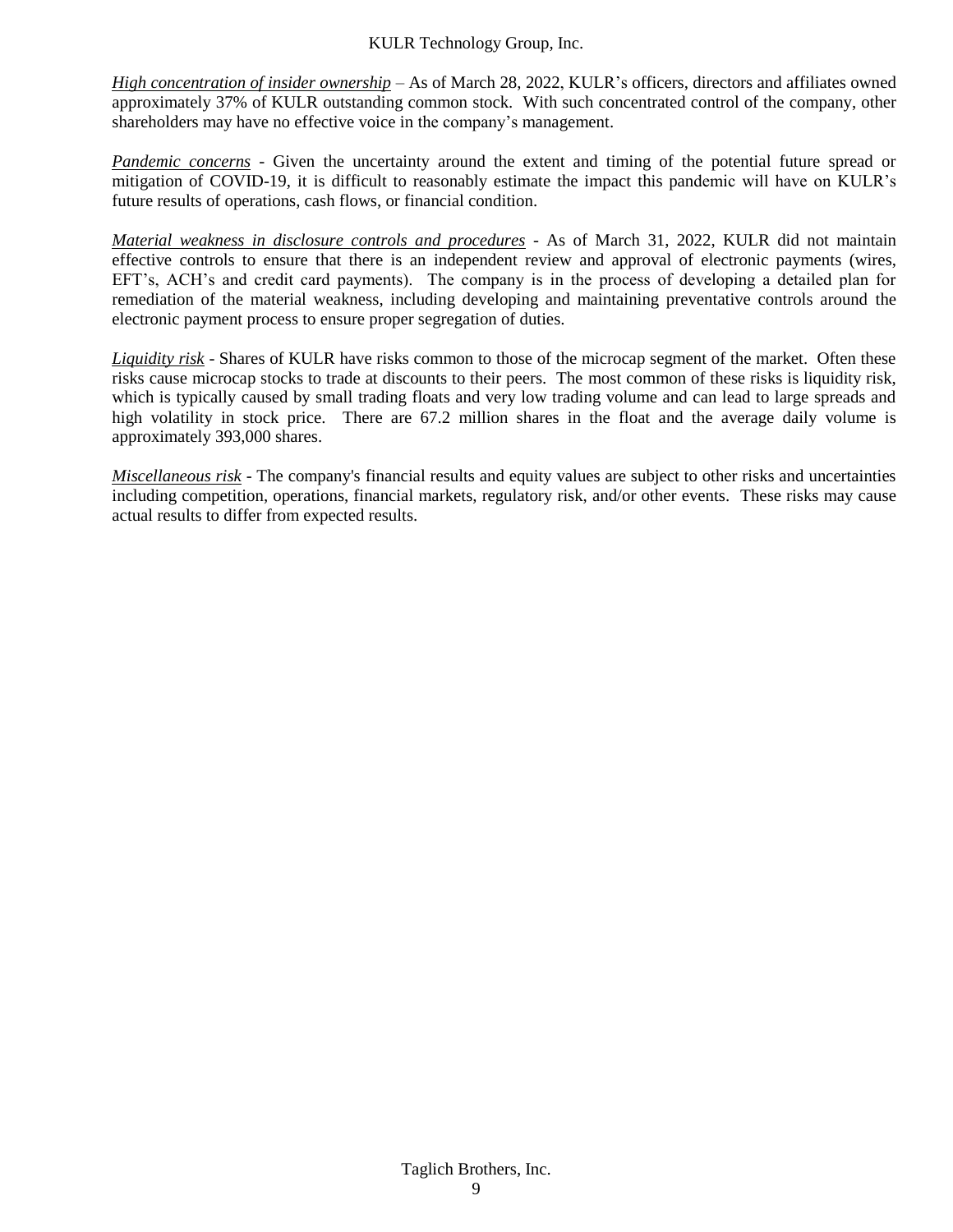*High concentration of insider ownership* – As of March 28, 2022, KULR's officers, directors and affiliates owned approximately 37% of KULR outstanding common stock. With such concentrated control of the company, other shareholders may have no effective voice in the company's management.

*Pandemic concerns* - Given the uncertainty around the extent and timing of the potential future spread or mitigation of COVID-19, it is difficult to reasonably estimate the impact this pandemic will have on KULR's future results of operations, cash flows, or financial condition.

*Material weakness in disclosure controls and procedures* - As of March 31, 2022, KULR did not maintain effective controls to ensure that there is an independent review and approval of electronic payments (wires, EFT's, ACH's and credit card payments). The company is in the process of developing a detailed plan for remediation of the material weakness, including developing and maintaining preventative controls around the electronic payment process to ensure proper segregation of duties.

*Liquidity risk* - Shares of KULR have risks common to those of the microcap segment of the market. Often these risks cause microcap stocks to trade at discounts to their peers. The most common of these risks is liquidity risk, which is typically caused by small trading floats and very low trading volume and can lead to large spreads and high volatility in stock price. There are 67.2 million shares in the float and the average daily volume is approximately 393,000 shares.

*Miscellaneous risk* - The company's financial results and equity values are subject to other risks and uncertainties including competition, operations, financial markets, regulatory risk, and/or other events. These risks may cause actual results to differ from expected results.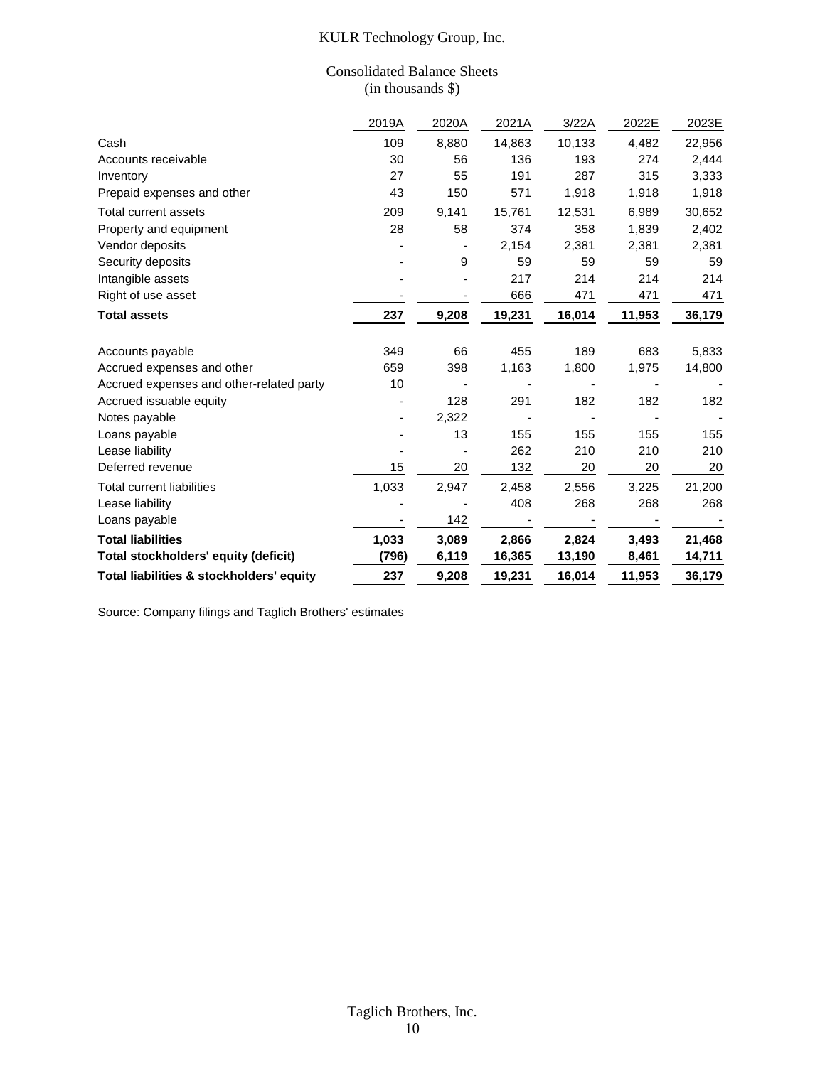KULR Technology Group, Inc.

Consolidated Balance Sheets
(in thousands $)

| | 2019A | 2020A | 2021A | 3/22A | 2022E | 2023E |
|---|---|---|---|---|---|---|
| Cash | 109 | 8,880 | 14,863 | 10,133 | 4,482 | 22,956 |
| Accounts receivable | 30 | 56 | 136 | 193 | 274 | 2,444 |
| Inventory | 27 | 55 | 191 | 287 | 315 | 3,333 |
| Prepaid expenses and other | 43 | 150 | 571 | 1,918 | 1,918 | 1,918 |
| Total current assets | 209 | 9,141 | 15,761 | 12,531 | 6,989 | 30,652 |
| Property and equipment | 28 | 58 | 374 | 358 | 1,839 | 2,402 |
| Vendor deposits | - | - | 2,154 | 2,381 | 2,381 | 2,381 |
| Security deposits | - | 9 | 59 | 59 | 59 | 59 |
| Intangible assets | - | - | 217 | 214 | 214 | 214 |
| Right of use asset | - | - | 666 | 471 | 471 | 471 |
| **Total assets** | **237** | **9,208** | **19,231** | **16,014** | **11,953** | **36,179** |
| | | | | | | |
| Accounts payable | 349 | 66 | 455 | 189 | 683 | 5,833 |
| Accrued expenses and other | 659 | 398 | 1,163 | 1,800 | 1,975 | 14,800 |
| Accrued expenses and other-related party | 10 | - | - | - | - | - |
| Accrued issuable equity | - | 128 | 291 | 182 | 182 | 182 |
| Notes payable | - | 2,322 | - | - | - | - |
| Loans payable | - | 13 | 155 | 155 | 155 | 155 |
| Lease liability | - | - | 262 | 210 | 210 | 210 |
| Deferred revenue | 15 | 20 | 132 | 20 | 20 | 20 |
| Total current liabilities | 1,033 | 2,947 | 2,458 | 2,556 | 3,225 | 21,200 |
| Lease liability | - | - | 408 | 268 | 268 | 268 |
| Loans payable | - | 142 | - | - | - | - |
| **Total liabilities** | **1,033** | **3,089** | **2,866** | **2,824** | **3,493** | **21,468** |
| **Total stockholders' equity (deficit)** | **(796)** | **6,119** | **16,365** | **13,190** | **8,461** | **14,711** |
| **Total liabilities & stockholders' equity** | **237** | **9,208** | **19,231** | **16,014** | **11,953** | **36,179** |

Source: Company filings and Taglich Brothers' estimates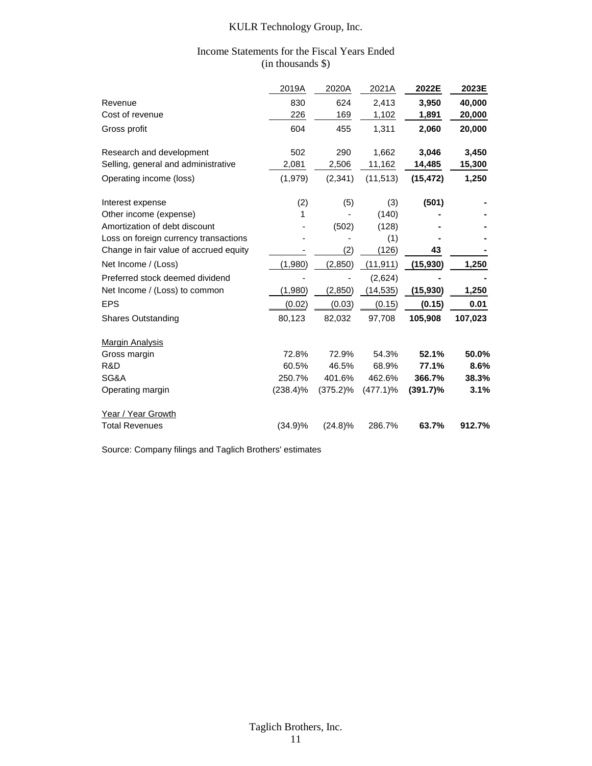KULR Technology Group, Inc.

Income Statements for the Fiscal Years Ended
(in thousands $)

| | 2019A | 2020A | 2021A | **2022E** | **2023E** |
|---|---|---|---|---|---|
| Revenue | 830 | 624 | 2,413 | **3,950** | **40,000** |
| Cost of revenue | 226 | 169 | 1,102 | **1,891** | **20,000** |
| Gross profit | 604 | 455 | 1,311 | **2,060** | **20,000** |
| | | | | | |
| Research and development | 502 | 290 | 1,662 | **3,046** | **3,450** |
| Selling, general and administrative | 2,081 | 2,506 | 11,162 | **14,485** | **15,300** |
| Operating income (loss) | (1,979) | (2,341) | (11,513) | **(15,472)** | **1,250** |
| | | | | | |
| Interest expense | (2) | (5) | (3) | **(501)** | **-** |
| Other income (expense) | 1 | - | (140) | **-** | **-** |
| Amortization of debt discount | - | (502) | (128) | **-** | **-** |
| Loss on foreign currency transactions | - | - | (1) | **-** | **-** |
| Change in fair value of accrued equity | - | (2) | (126) | **43** | **-** |
| Net Income / (Loss) | (1,980) | (2,850) | (11,911) | **(15,930)** | **1,250** |
| Preferred stock deemed dividend | - | - | (2,624) | **-** | **-** |
| Net Income / (Loss) to common | (1,980) | (2,850) | (14,535) | **(15,930)** | **1,250** |
| EPS | (0.02) | (0.03) | (0.15) | **(0.15)** | **0.01** |
| Shares Outstanding | 80,123 | 82,032 | 97,708 | **105,908** | **107,023** |
| | | | | | |
| Margin Analysis | | | | | |
| Gross margin | 72.8% | 72.9% | 54.3% | **52.1%** | **50.0%** |
| R&D | 60.5% | 46.5% | 68.9% | **77.1%** | **8.6%** |
| SG&A | 250.7% | 401.6% | 462.6% | **366.7%** | **38.3%** |
| Operating margin | (238.4)% | (375.2)% | (477.1)% | **(391.7)%** | **3.1%** |
| | | | | | |
| Year / Year Growth | | | | | |
| Total Revenues | (34.9)% | (24.8)% | 286.7% | **63.7%** | **912.7%** |

Source: Company filings and Taglich Brothers' estimates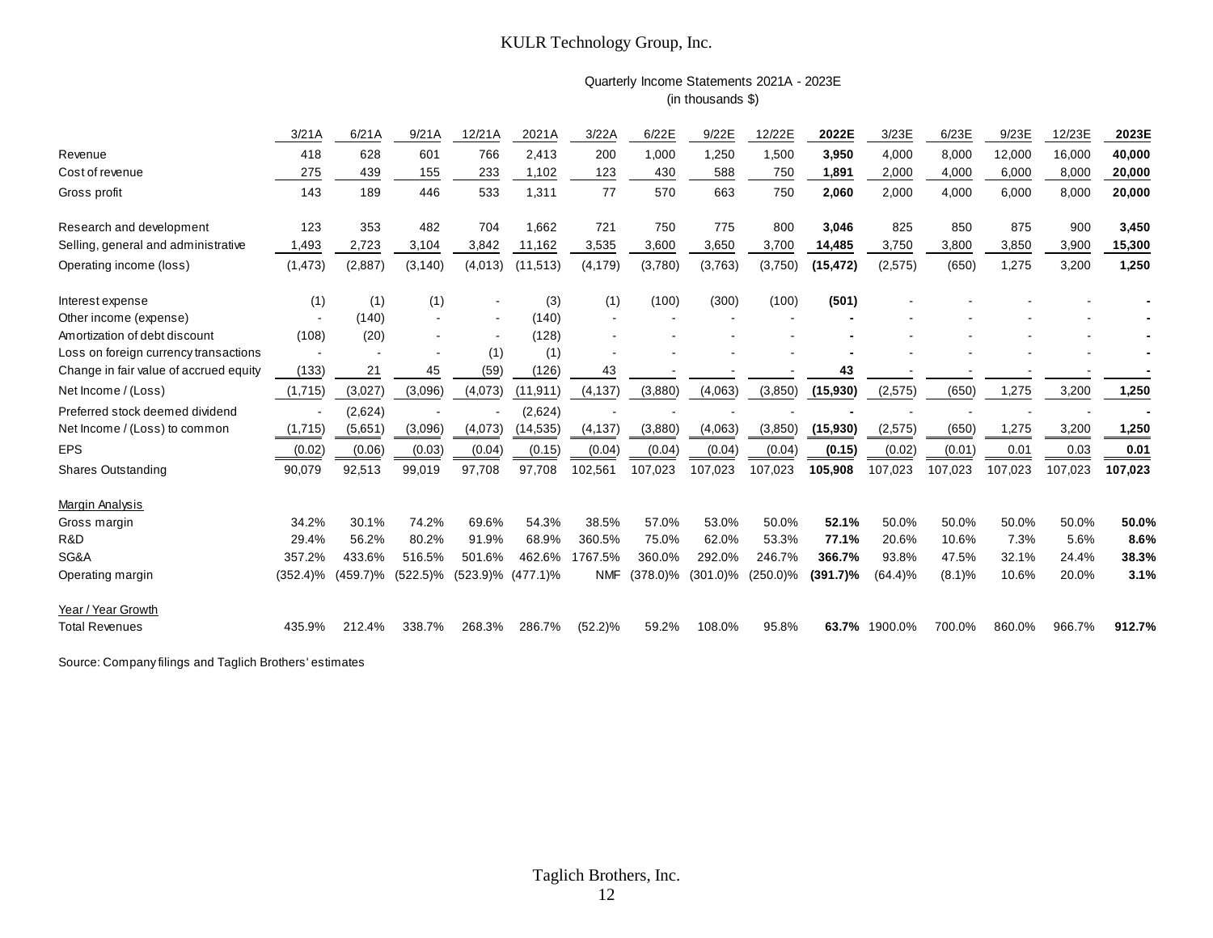# KULR Technology Group, Inc.

Quarterly Income Statements 2021A - 2023E
(in thousands $)

| | 3/21A | 6/21A | 9/21A | 12/21A | 2021A | 3/22A | 6/22E | 9/22E | 12/22E | **2022E** | 3/23E | 6/23E | 9/23E | 12/23E | **2023E** |
|---|---|---|---|---|---|---|---|---|---|---|---|---|---|---|---|
| Revenue | 418 | 628 | 601 | 766 | 2,413 | 200 | 1,000 | 1,250 | 1,500 | **3,950** | 4,000 | 8,000 | 12,000 | 16,000 | **40,000** |
| Cost of revenue | 275 | 439 | 155 | 233 | 1,102 | 123 | 430 | 588 | 750 | **1,891** | 2,000 | 4,000 | 6,000 | 8,000 | **20,000** |
| Gross profit | 143 | 189 | 446 | 533 | 1,311 | 77 | 570 | 663 | 750 | **2,060** | 2,000 | 4,000 | 6,000 | 8,000 | **20,000** |
| Research and development | 123 | 353 | 482 | 704 | 1,662 | 721 | 750 | 775 | 800 | **3,046** | 825 | 850 | 875 | 900 | **3,450** |
| Selling, general and administrative | 1,493 | 2,723 | 3,104 | 3,842 | 11,162 | 3,535 | 3,600 | 3,650 | 3,700 | **14,485** | 3,750 | 3,800 | 3,850 | 3,900 | **15,300** |
| Operating income (loss) | (1,473) | (2,887) | (3,140) | (4,013) | (11,513) | (4,179) | (3,780) | (3,763) | (3,750) | **(15,472)** | (2,575) | (650) | 1,275 | 3,200 | **1,250** |
| Interest expense | (1) | (1) | (1) | - | (3) | (1) | (100) | (300) | (100) | **(501)** | - | - | - | - | **-** |
| Other income (expense) | - | (140) | - | - | (140) | - | - | - | - | **-** | - | - | - | - | **-** |
| Amortization of debt discount | (108) | (20) | - | - | (128) | - | - | - | - | **-** | - | - | - | - | **-** |
| Loss on foreign currency transactions | - | - | - | (1) | (1) | - | - | - | - | **-** | - | - | - | - | **-** |
| Change in fair value of accrued equity | (133) | 21 | 45 | (59) | (126) | 43 | - | - | - | **43** | - | - | - | - | **-** |
| Net Income / (Loss) | (1,715) | (3,027) | (3,096) | (4,073) | (11,911) | (4,137) | (3,880) | (4,063) | (3,850) | **(15,930)** | (2,575) | (650) | 1,275 | 3,200 | **1,250** |
| Preferred stock deemed dividend | - | (2,624) | - | - | (2,624) | - | - | - | - | **-** | - | - | - | - | **-** |
| Net Income / (Loss) to common | (1,715) | (5,651) | (3,096) | (4,073) | (14,535) | (4,137) | (3,880) | (4,063) | (3,850) | **(15,930)** | (2,575) | (650) | 1,275 | 3,200 | **1,250** |
| EPS | (0.02) | (0.06) | (0.03) | (0.04) | (0.15) | (0.04) | (0.04) | (0.04) | (0.04) | **(0.15)** | (0.02) | (0.01) | 0.01 | 0.03 | **0.01** |
| Shares Outstanding | 90,079 | 92,513 | 99,019 | 97,708 | 97,708 | 102,561 | 107,023 | 107,023 | 107,023 | **105,908** | 107,023 | 107,023 | 107,023 | 107,023 | **107,023** |
| Margin Analysis | | | | | | | | | | | | | | | |
| Gross margin | 34.2% | 30.1% | 74.2% | 69.6% | 54.3% | 38.5% | 57.0% | 53.0% | 50.0% | **52.1%** | 50.0% | 50.0% | 50.0% | 50.0% | **50.0%** |
| R&D | 29.4% | 56.2% | 80.2% | 91.9% | 68.9% | 360.5% | 75.0% | 62.0% | 53.3% | **77.1%** | 20.6% | 10.6% | 7.3% | 5.6% | **8.6%** |
| SG&A | 357.2% | 433.6% | 516.5% | 501.6% | 462.6% | 1767.5% | 360.0% | 292.0% | 246.7% | **366.7%** | 93.8% | 47.5% | 32.1% | 24.4% | **38.3%** |
| Operating margin | (352.4)% | (459.7)% | (522.5)% | (523.9)% | (477.1)% | NMF | (378.0)% | (301.0)% | (250.0)% | **(391.7)%** | (64.4)% | (8.1)% | 10.6% | 20.0% | **3.1%** |
| Year / Year Growth | | | | | | | | | | | | | | | |
| Total Revenues | 435.9% | 212.4% | 338.7% | 268.3% | 286.7% | (52.2)% | 59.2% | 108.0% | 95.8% | **63.7%** | 1900.0% | 700.0% | 860.0% | 966.7% | **912.7%** |

Source: Company filings and Taglich Brothers' estimates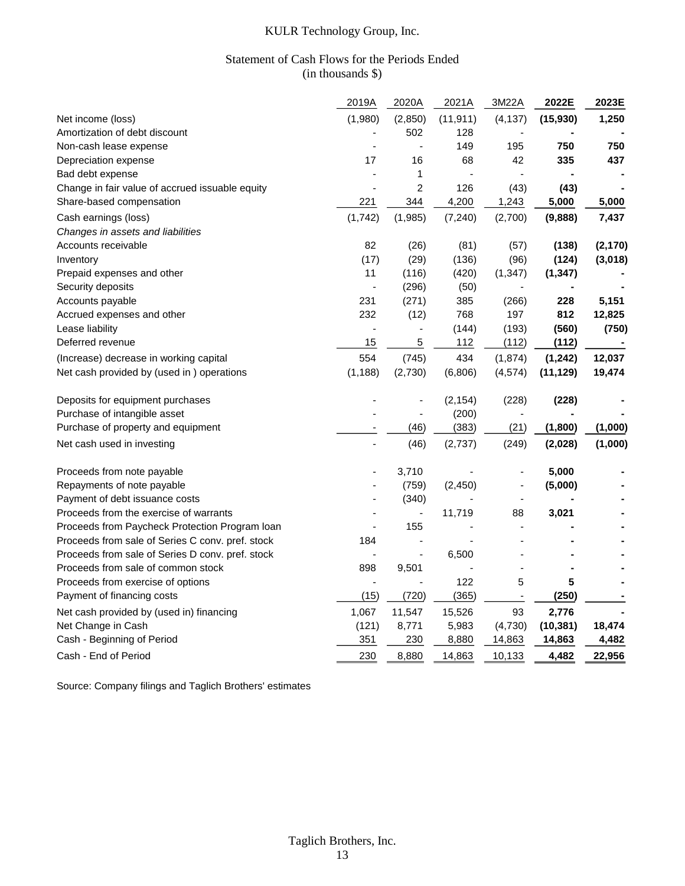KULR Technology Group, Inc.

Statement of Cash Flows for the Periods Ended
(in thousands $)

| | 2019A | 2020A | 2021A | 3M22A | **2022E** | **2023E** |
|---|---|---|---|---|---|---|
| Net income (loss) | (1,980) | (2,850) | (11,911) | (4,137) | **(15,930)** | **1,250** |
| Amortization of debt discount | - | 502 | 128 | - | **-** | **-** |
| Non-cash lease expense | - | - | 149 | 195 | **750** | **750** |
| Depreciation expense | 17 | 16 | 68 | 42 | **335** | **437** |
| Bad debt expense | - | 1 | - | - | **-** | **-** |
| Change in fair value of accrued issuable equity | - | 2 | 126 | (43) | **(43)** | **-** |
| Share-based compensation | 221 | 344 | 4,200 | 1,243 | **5,000** | **5,000** |
| Cash earnings (loss) | (1,742) | (1,985) | (7,240) | (2,700) | **(9,888)** | **7,437** |
| *Changes in assets and liabilities* | | | | | | |
| Accounts receivable | 82 | (26) | (81) | (57) | **(138)** | **(2,170)** |
| Inventory | (17) | (29) | (136) | (96) | **(124)** | **(3,018)** |
| Prepaid expenses and other | 11 | (116) | (420) | (1,347) | **(1,347)** | **-** |
| Security deposits | - | (296) | (50) | - | **-** | **-** |
| Accounts payable | 231 | (271) | 385 | (266) | **228** | **5,151** |
| Accrued expenses and other | 232 | (12) | 768 | 197 | **812** | **12,825** |
| Lease liability | - | - | (144) | (193) | **(560)** | **(750)** |
| Deferred revenue | 15 | 5 | 112 | (112) | **(112)** | **-** |
| (Increase) decrease in working capital | 554 | (745) | 434 | (1,874) | **(1,242)** | **12,037** |
| Net cash provided by (used in ) operations | (1,188) | (2,730) | (6,806) | (4,574) | **(11,129)** | **19,474** |
| | | | | | | |
| Deposits for equipment purchases | - | - | (2,154) | (228) | **(228)** | **-** |
| Purchase of intangible asset | - | - | (200) | - | **-** | **-** |
| Purchase of property and equipment | - | (46) | (383) | (21) | **(1,800)** | **(1,000)** |
| Net cash used in investing | - | (46) | (2,737) | (249) | **(2,028)** | **(1,000)** |
| | | | | | | |
| Proceeds from note payable | - | 3,710 | - | - | **5,000** | **-** |
| Repayments of note payable | - | (759) | (2,450) | - | **(5,000)** | **-** |
| Payment of debt issuance costs | - | (340) | - | - | **-** | **-** |
| Proceeds from the exercise of warrants | - | - | 11,719 | 88 | **3,021** | **-** |
| Proceeds from Paycheck Protection Program loan | - | 155 | - | - | **-** | **-** |
| Proceeds from sale of Series C conv. pref. stock | 184 | - | - | - | **-** | **-** |
| Proceeds from sale of Series D conv. pref. stock | - | - | 6,500 | - | **-** | **-** |
| Proceeds from sale of common stock | 898 | 9,501 | - | - | **-** | **-** |
| Proceeds from exercise of options | - | - | 122 | 5 | **5** | **-** |
| Payment of financing costs | (15) | (720) | (365) | - | **(250)** | **-** |
| Net cash provided by (used in) financing | 1,067 | 11,547 | 15,526 | 93 | **2,776** | **-** |
| Net Change in Cash | (121) | 8,771 | 5,983 | (4,730) | **(10,381)** | **18,474** |
| Cash - Beginning of Period | 351 | 230 | 8,880 | 14,863 | **14,863** | **4,482** |
| Cash - End of Period | 230 | 8,880 | 14,863 | 10,133 | **4,482** | **22,956** |

Source: Company filings and Taglich Brothers' estimates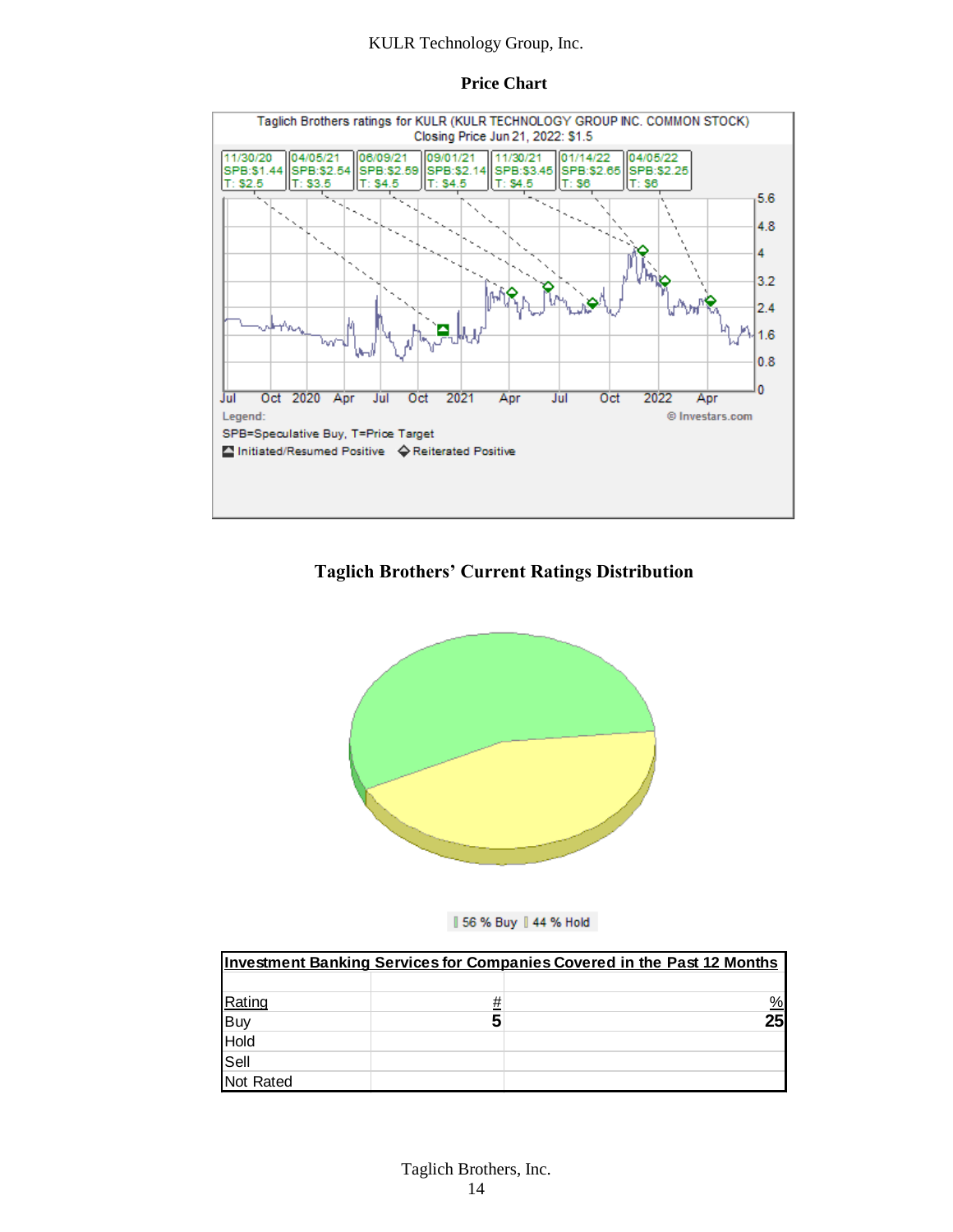## Price Chart

Taglich Brothers ratings for KULR (KULR TECHNOLOGY GROUP INC. COMMON STOCK)
Closing Price Jun 21, 2022: $1.5

11/30/20 SPB:$1.44 T: $2.5
04/05/21 SPB:$2.54 T: $3.5
06/09/21 SPB:$2.59 T: $4.5
09/01/21 SPB:$2.14 T: $4.5
11/30/21 SPB:$3.45 T: $4.5
01/14/22 SPB:$2.65 T: $6
04/05/22 SPB:$2.25 T: $6

5.6
4.8
4
3.2
2.4
1.6
0.8
0

Jul Oct 2020 Apr Jul Oct 2021 Apr Jul Oct 2022 Apr

Legend:
SPB=Speculative Buy, T=Price Target
Initiated/Resumed Positive
Reiterated Positive

© Investars.com

## Taglich Brothers' Current Ratings Distribution

56 % Buy
44 % Hold

| Investment Banking Services for Companies Covered in the Past 12 Months | | |
|---|---|---|
| Rating | # | % |
| Buy | 5 | 25 |
| Hold | | |
| Sell | | |
| Not Rated | | |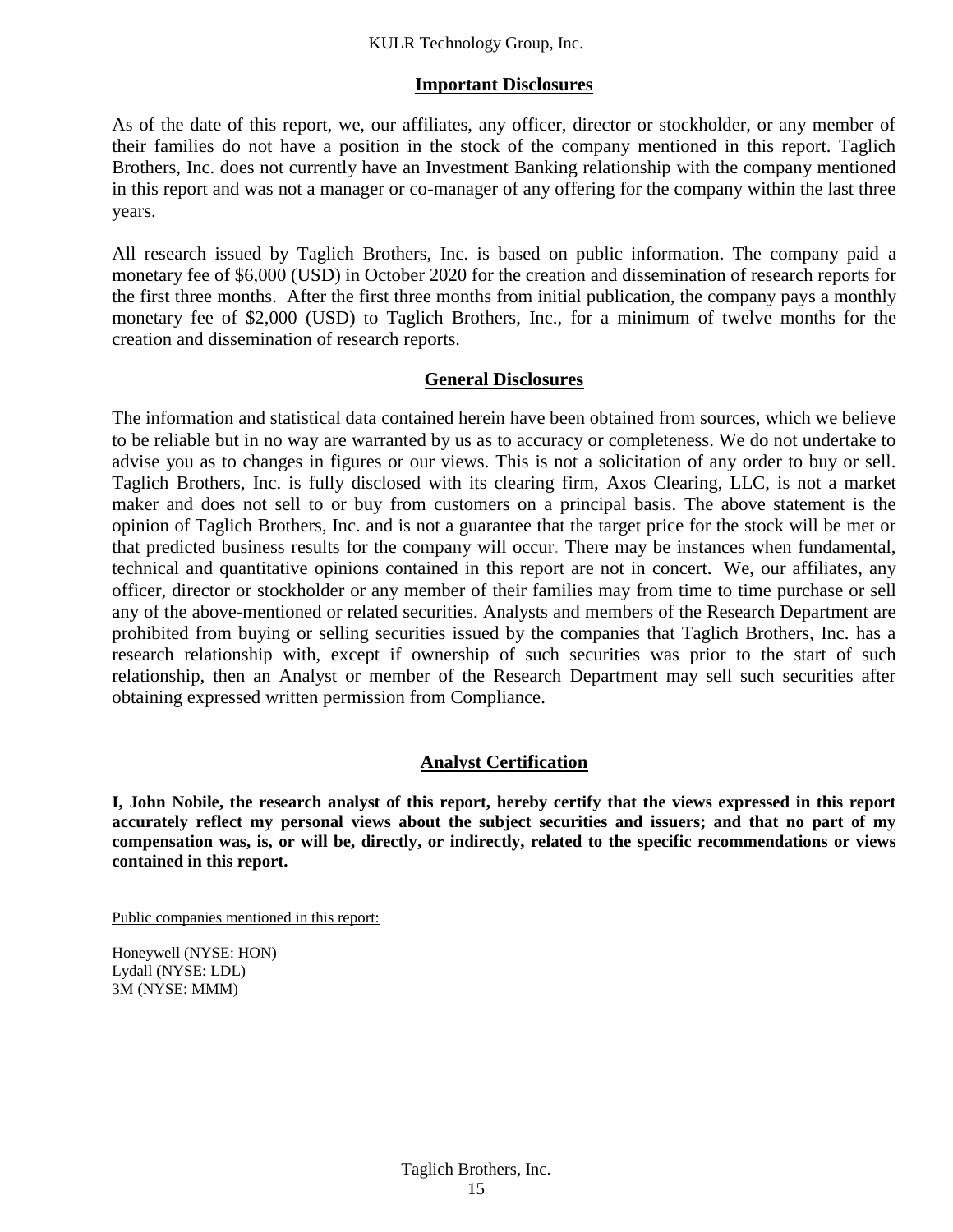## Important Disclosures

As of the date of this report, we, our affiliates, any officer, director or stockholder, or any member of their families do not have a position in the stock of the company mentioned in this report. Taglich Brothers, Inc. does not currently have an Investment Banking relationship with the company mentioned in this report and was not a manager or co-manager of any offering for the company within the last three years.

All research issued by Taglich Brothers, Inc. is based on public information. The company paid a monetary fee of $6,000 (USD) in October 2020 for the creation and dissemination of research reports for the first three months. After the first three months from initial publication, the company pays a monthly monetary fee of $2,000 (USD) to Taglich Brothers, Inc., for a minimum of twelve months for the creation and dissemination of research reports.

## General Disclosures

The information and statistical data contained herein have been obtained from sources, which we believe to be reliable but in no way are warranted by us as to accuracy or completeness. We do not undertake to advise you as to changes in figures or our views. This is not a solicitation of any order to buy or sell. Taglich Brothers, Inc. is fully disclosed with its clearing firm, Axos Clearing, LLC, is not a market maker and does not sell to or buy from customers on a principal basis. The above statement is the opinion of Taglich Brothers, Inc. and is not a guarantee that the target price for the stock will be met or that predicted business results for the company will occur. There may be instances when fundamental, technical and quantitative opinions contained in this report are not in concert. We, our affiliates, any officer, director or stockholder or any member of their families may from time to time purchase or sell any of the above-mentioned or related securities. Analysts and members of the Research Department are prohibited from buying or selling securities issued by the companies that Taglich Brothers, Inc. has a research relationship with, except if ownership of such securities was prior to the start of such relationship, then an Analyst or member of the Research Department may sell such securities after obtaining expressed written permission from Compliance.

## Analyst Certification

**I, John Nobile, the research analyst of this report, hereby certify that the views expressed in this report accurately reflect my personal views about the subject securities and issuers; and that no part of my compensation was, is, or will be, directly, or indirectly, related to the specific recommendations or views contained in this report.**

Public companies mentioned in this report:

Honeywell (NYSE: HON)
Lydall (NYSE: LDL)
3M (NYSE: MMM)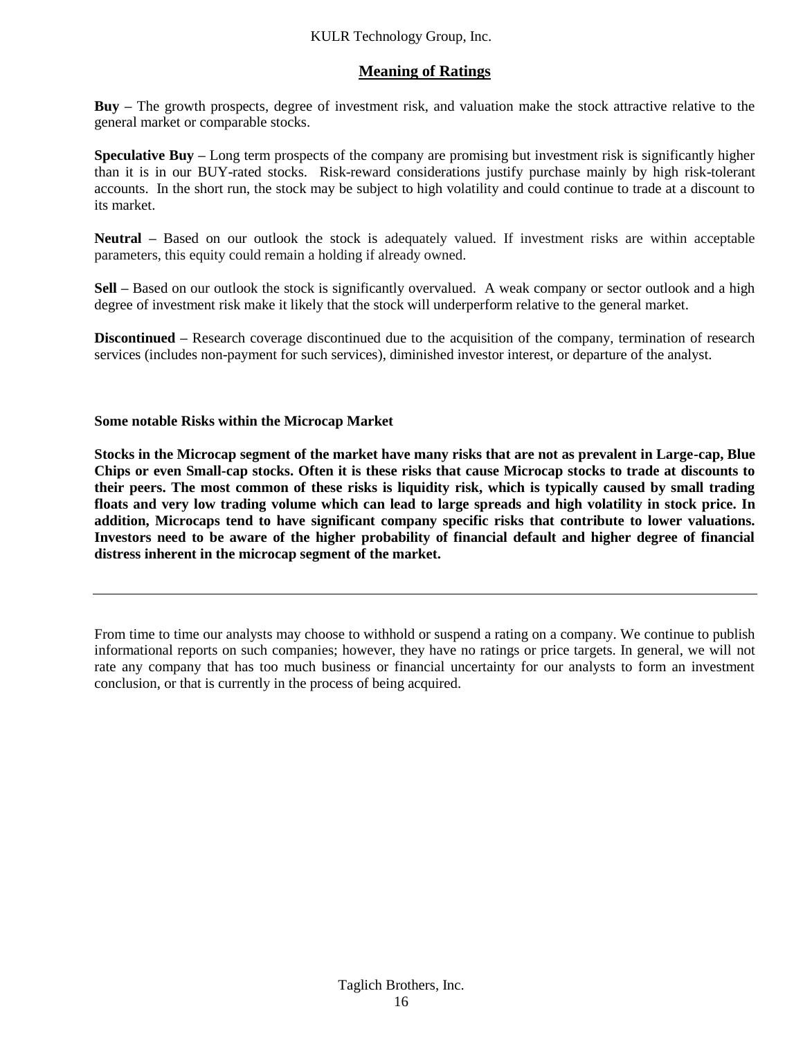## Meaning of Ratings

**Buy –** The growth prospects, degree of investment risk, and valuation make the stock attractive relative to the general market or comparable stocks.

**Speculative Buy –** Long term prospects of the company are promising but investment risk is significantly higher than it is in our BUY-rated stocks. Risk-reward considerations justify purchase mainly by high risk-tolerant accounts. In the short run, the stock may be subject to high volatility and could continue to trade at a discount to its market.

**Neutral –** Based on our outlook the stock is adequately valued. If investment risks are within acceptable parameters, this equity could remain a holding if already owned.

**Sell –** Based on our outlook the stock is significantly overvalued. A weak company or sector outlook and a high degree of investment risk make it likely that the stock will underperform relative to the general market.

**Discontinued –** Research coverage discontinued due to the acquisition of the company, termination of research services (includes non-payment for such services), diminished investor interest, or departure of the analyst.

**Some notable Risks within the Microcap Market**

**Stocks in the Microcap segment of the market have many risks that are not as prevalent in Large-cap, Blue Chips or even Small-cap stocks. Often it is these risks that cause Microcap stocks to trade at discounts to their peers. The most common of these risks is liquidity risk, which is typically caused by small trading floats and very low trading volume which can lead to large spreads and high volatility in stock price. In addition, Microcaps tend to have significant company specific risks that contribute to lower valuations. Investors need to be aware of the higher probability of financial default and higher degree of financial distress inherent in the microcap segment of the market.**

---

From time to time our analysts may choose to withhold or suspend a rating on a company. We continue to publish informational reports on such companies; however, they have no ratings or price targets. In general, we will not rate any company that has too much business or financial uncertainty for our analysts to form an investment conclusion, or that is currently in the process of being acquired.